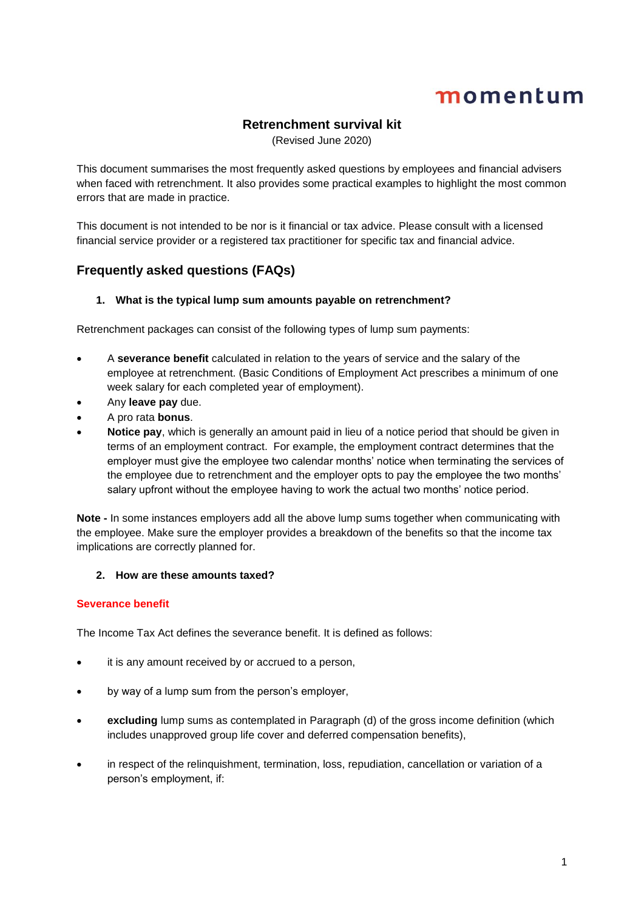momentum

# Retrenchment survival kit

(Revised June 2020)

This document summarises the most frequently asked questions by employees and financial advisers when faced with retrenchment. It also provides some practical examples to highlight the most common errors that are made in practice.

This document is not intended to be nor is it financial or tax advice. Please consult with a licensed financial service provider or a registered tax practitioner for specific tax and financial advice.

## Frequently asked questions (FAQs)

### 1. What is the typical lump sum amounts payable on retrenchment?

Retrenchment packages can consist of the following types of lump sum payments:

- A **severance benefit** calculated in relation to the years of service and the salary of the employee at retrenchment. (Basic Conditions of Employment Act prescribes a minimum of one week salary for each completed year of employment).
- Any **leave pay** due.
- A pro rata **bonus**.
- **Notice pay**, which is generally an amount paid in lieu of a notice period that should be given in terms of an employment contract. For example, the employment contract determines that the employer must give the employee two calendar months' notice when terminating the services of the employee due to retrenchment and the employer opts to pay the employee the two months' salary upfront without the employee having to work the actual two months' notice period.

**Note -** In some instances employers add all the above lump sums together when communicating with the employee. Make sure the employer provides a breakdown of the benefits so that the income tax implications are correctly planned for.

### 2. How are these amounts taxed?

#### Severance benefit

The Income Tax Act defines the severance benefit. It is defined as follows:

- it is any amount received by or accrued to a person,
- by way of a lump sum from the person's employer,
- **excluding** lump sums as contemplated in Paragraph (d) of the gross income definition (which includes unapproved group life cover and deferred compensation benefits),
- in respect of the relinquishment, termination, loss, repudiation, cancellation or variation of a person's employment, if: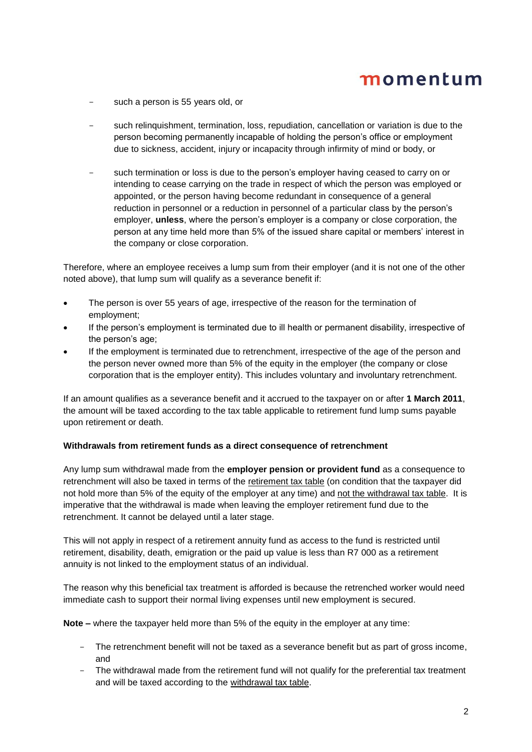- such a person is 55 years old, or
- such relinquishment, termination, loss, repudiation, cancellation or variation is due to the person becoming permanently incapable of holding the person's office or employment due to sickness, accident, injury or incapacity through infirmity of mind or body, or
- such termination or loss is due to the person's employer having ceased to carry on or intending to cease carrying on the trade in respect of which the person was employed or appointed, or the person having become redundant in consequence of a general reduction in personnel or a reduction in personnel of a particular class by the person's employer, **unless**, where the person's employer is a company or close corporation, the person at any time held more than 5% of the issued share capital or members' interest in the company or close corporation.

Therefore, where an employee receives a lump sum from their employer (and it is not one of the other noted above), that lump sum will qualify as a severance benefit if:

- The person is over 55 years of age, irrespective of the reason for the termination of employment;
- If the person's employment is terminated due to ill health or permanent disability, irrespective of the person's age;
- If the employment is terminated due to retrenchment, irrespective of the age of the person and the person never owned more than 5% of the equity in the employer (the company or close corporation that is the employer entity). This includes voluntary and involuntary retrenchment.

If an amount qualifies as a severance benefit and it accrued to the taxpayer on or after **1 March 2011**, the amount will be taxed according to the tax table applicable to retirement fund lump sums payable upon retirement or death.

**Withdrawals from retirement funds as a direct consequence of retrenchment**

Any lump sum withdrawal made from the **employer pension or provident fund** as a consequence to retrenchment will also be taxed in terms of the retirement tax table (on condition that the taxpayer did not hold more than 5% of the equity of the employer at any time) and not the withdrawal tax table. It is imperative that the withdrawal is made when leaving the employer retirement fund due to the retrenchment. It cannot be delayed until a later stage.

This will not apply in respect of a retirement annuity fund as access to the fund is restricted until retirement, disability, death, emigration or the paid up value is less than R7 000 as a retirement annuity is not linked to the employment status of an individual.

The reason why this beneficial tax treatment is afforded is because the retrenched worker would need immediate cash to support their normal living expenses until new employment is secured.

**Note –** where the taxpayer held more than 5% of the equity in the employer at any time:

- The retrenchment benefit will not be taxed as a severance benefit but as part of gross income, and
- The withdrawal made from the retirement fund will not qualify for the preferential tax treatment and will be taxed according to the withdrawal tax table.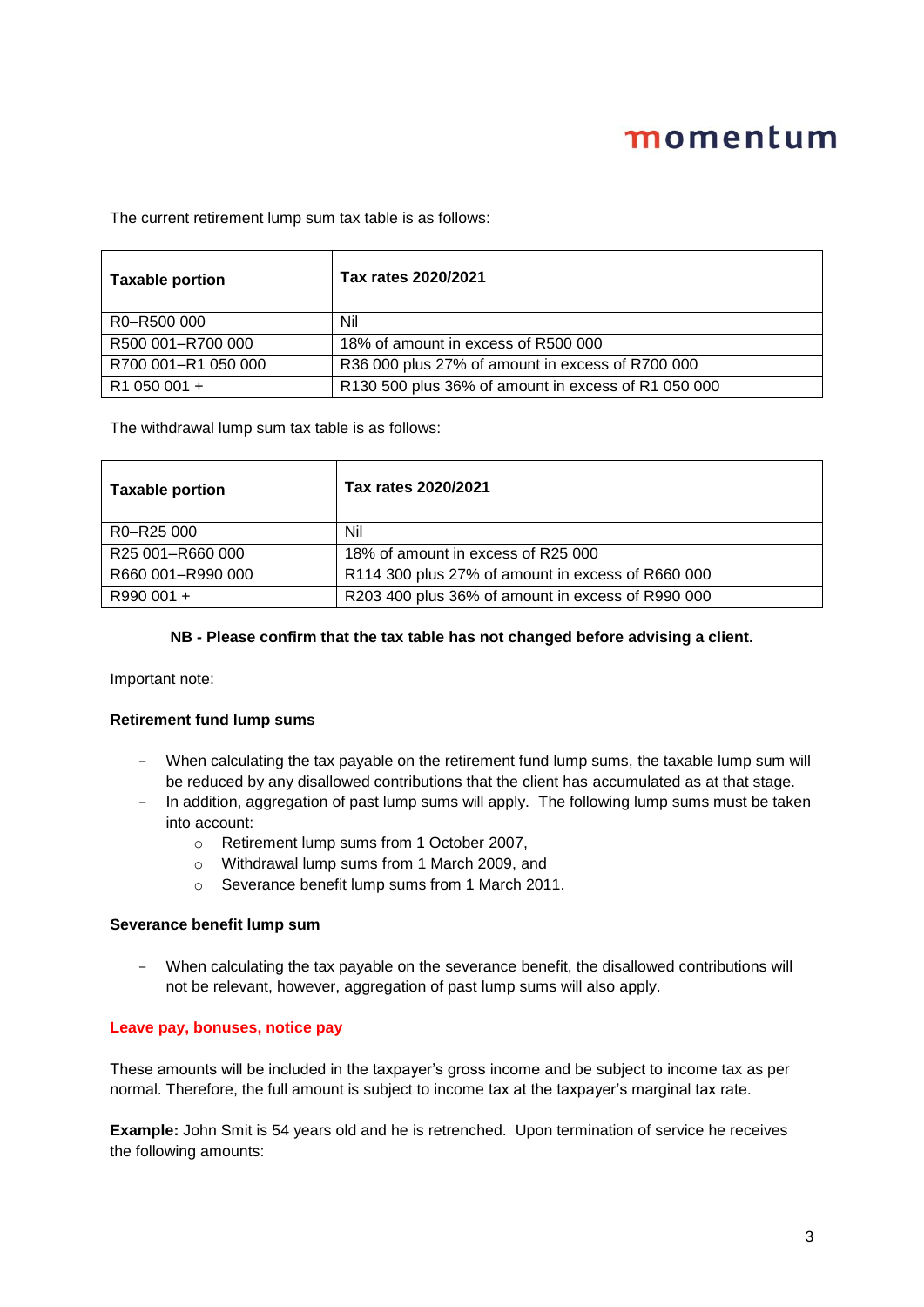The current retirement lump sum tax table is as follows:

| Taxable portion | Tax rates 2020/2021 |
|---|---|
| R0–R500 000 | Nil |
| R500 001–R700 000 | 18% of amount in excess of R500 000 |
| R700 001–R1 050 000 | R36 000 plus 27% of amount in excess of R700 000 |
| R1 050 001 + | R130 500 plus 36% of amount in excess of R1 050 000 |

The withdrawal lump sum tax table is as follows:

| Taxable portion | Tax rates 2020/2021 |
|---|---|
| R0–R25 000 | Nil |
| R25 001–R660 000 | 18% of amount in excess of R25 000 |
| R660 001–R990 000 | R114 300 plus 27% of amount in excess of R660 000 |
| R990 001 + | R203 400 plus 36% of amount in excess of R990 000 |

**NB - Please confirm that the tax table has not changed before advising a client.**

Important note:

**Retirement fund lump sums**

- When calculating the tax payable on the retirement fund lump sums, the taxable lump sum will be reduced by any disallowed contributions that the client has accumulated as at that stage.
- In addition, aggregation of past lump sums will apply. The following lump sums must be taken into account:
    - Retirement lump sums from 1 October 2007,
    - Withdrawal lump sums from 1 March 2009, and
    - Severance benefit lump sums from 1 March 2011.

**Severance benefit lump sum**

- When calculating the tax payable on the severance benefit, the disallowed contributions will not be relevant, however, aggregation of past lump sums will also apply.

**Leave pay, bonuses, notice pay**

These amounts will be included in the taxpayer's gross income and be subject to income tax as per normal. Therefore, the full amount is subject to income tax at the taxpayer's marginal tax rate.

**Example:** John Smit is 54 years old and he is retrenched. Upon termination of service he receives the following amounts: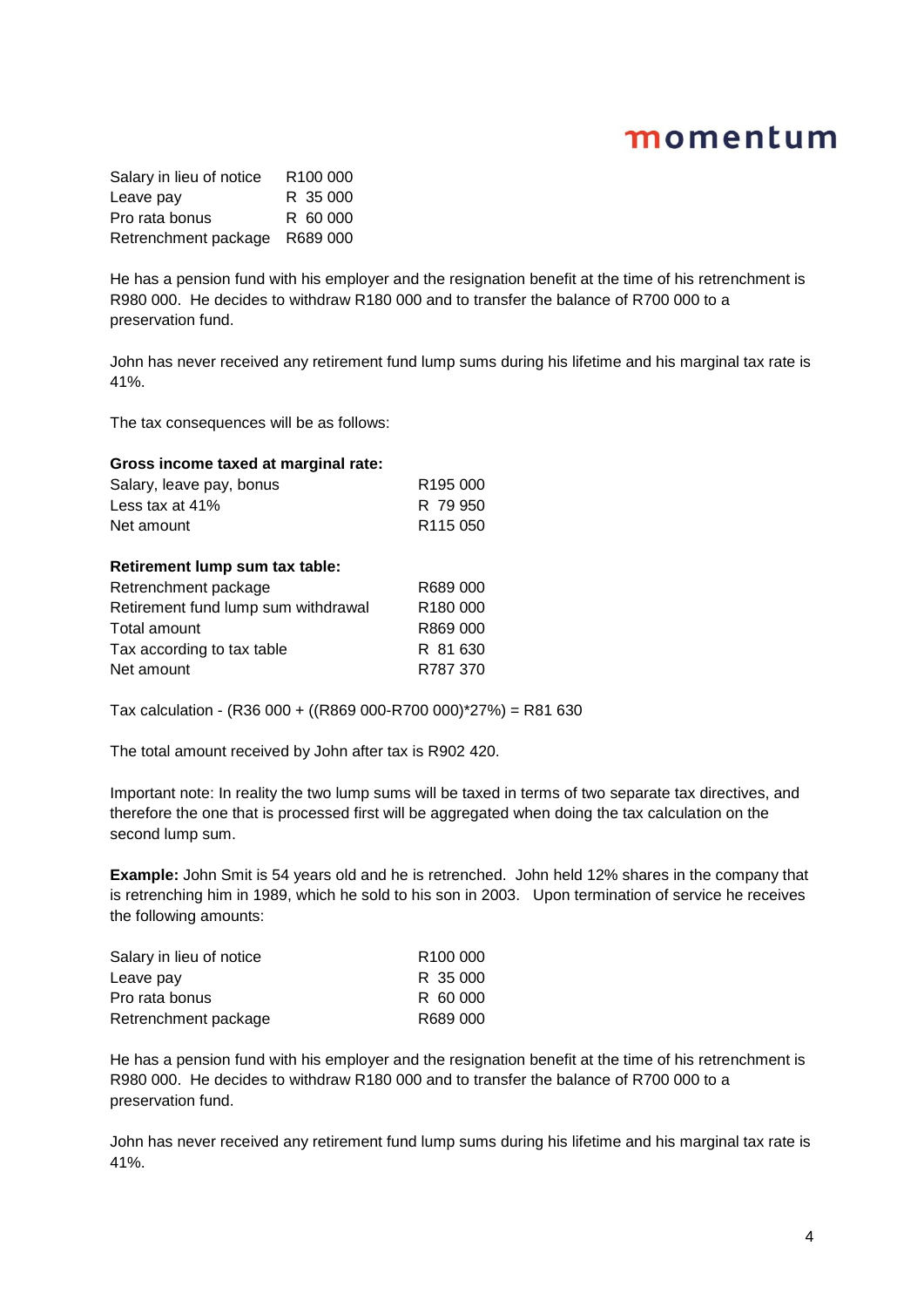| | |
|---|---|
| Salary in lieu of notice | R100 000 |
| Leave pay | R 35 000 |
| Pro rata bonus | R 60 000 |
| Retrenchment package | R689 000 |

He has a pension fund with his employer and the resignation benefit at the time of his retrenchment is R980 000. He decides to withdraw R180 000 and to transfer the balance of R700 000 to a preservation fund.

John has never received any retirement fund lump sums during his lifetime and his marginal tax rate is 41%.

The tax consequences will be as follows:

**Gross income taxed at marginal rate:**

| | |
|---|---|
| Salary, leave pay, bonus | R195 000 |
| Less tax at 41% | R 79 950 |
| Net amount | R115 050 |

**Retirement lump sum tax table:**

| | |
|---|---|
| Retrenchment package | R689 000 |
| Retirement fund lump sum withdrawal | R180 000 |
| Total amount | R869 000 |
| Tax according to tax table | R 81 630 |
| Net amount | R787 370 |

Tax calculation - (R36 000 + ((R869 000-R700 000)*27%) = R81 630

The total amount received by John after tax is R902 420.

Important note: In reality the two lump sums will be taxed in terms of two separate tax directives, and therefore the one that is processed first will be aggregated when doing the tax calculation on the second lump sum.

**Example:** John Smit is 54 years old and he is retrenched. John held 12% shares in the company that is retrenching him in 1989, which he sold to his son in 2003. Upon termination of service he receives the following amounts:

| | |
|---|---|
| Salary in lieu of notice | R100 000 |
| Leave pay | R 35 000 |
| Pro rata bonus | R 60 000 |
| Retrenchment package | R689 000 |

He has a pension fund with his employer and the resignation benefit at the time of his retrenchment is R980 000. He decides to withdraw R180 000 and to transfer the balance of R700 000 to a preservation fund.

John has never received any retirement fund lump sums during his lifetime and his marginal tax rate is 41%.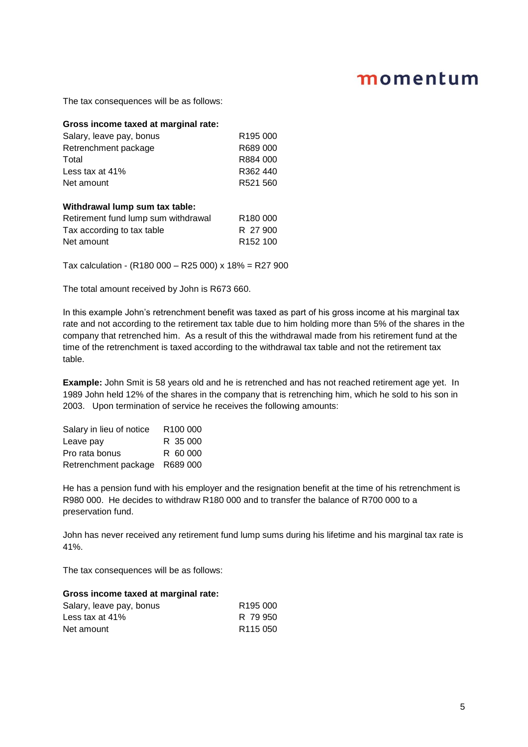The tax consequences will be as follows:

**Gross income taxed at marginal rate:**

| | |
|---|---|
| Salary, leave pay, bonus | R195 000 |
| Retrenchment package | R689 000 |
| Total | R884 000 |
| Less tax at 41% | R362 440 |
| Net amount | R521 560 |

**Withdrawal lump sum tax table:**

| | |
|---|---|
| Retirement fund lump sum withdrawal | R180 000 |
| Tax according to tax table | R 27 900 |
| Net amount | R152 100 |

Tax calculation - (R180 000 – R25 000) x 18% = R27 900

The total amount received by John is R673 660.

In this example John's retrenchment benefit was taxed as part of his gross income at his marginal tax rate and not according to the retirement tax table due to him holding more than 5% of the shares in the company that retrenched him. As a result of this the withdrawal made from his retirement fund at the time of the retrenchment is taxed according to the withdrawal tax table and not the retirement tax table.

**Example:** John Smit is 58 years old and he is retrenched and has not reached retirement age yet. In 1989 John held 12% of the shares in the company that is retrenching him, which he sold to his son in 2003. Upon termination of service he receives the following amounts:

| | |
|---|---|
| Salary in lieu of notice | R100 000 |
| Leave pay | R 35 000 |
| Pro rata bonus | R 60 000 |
| Retrenchment package | R689 000 |

He has a pension fund with his employer and the resignation benefit at the time of his retrenchment is R980 000. He decides to withdraw R180 000 and to transfer the balance of R700 000 to a preservation fund.

John has never received any retirement fund lump sums during his lifetime and his marginal tax rate is 41%.

The tax consequences will be as follows:

**Gross income taxed at marginal rate:**

| | |
|---|---|
| Salary, leave pay, bonus | R195 000 |
| Less tax at 41% | R 79 950 |
| Net amount | R115 050 |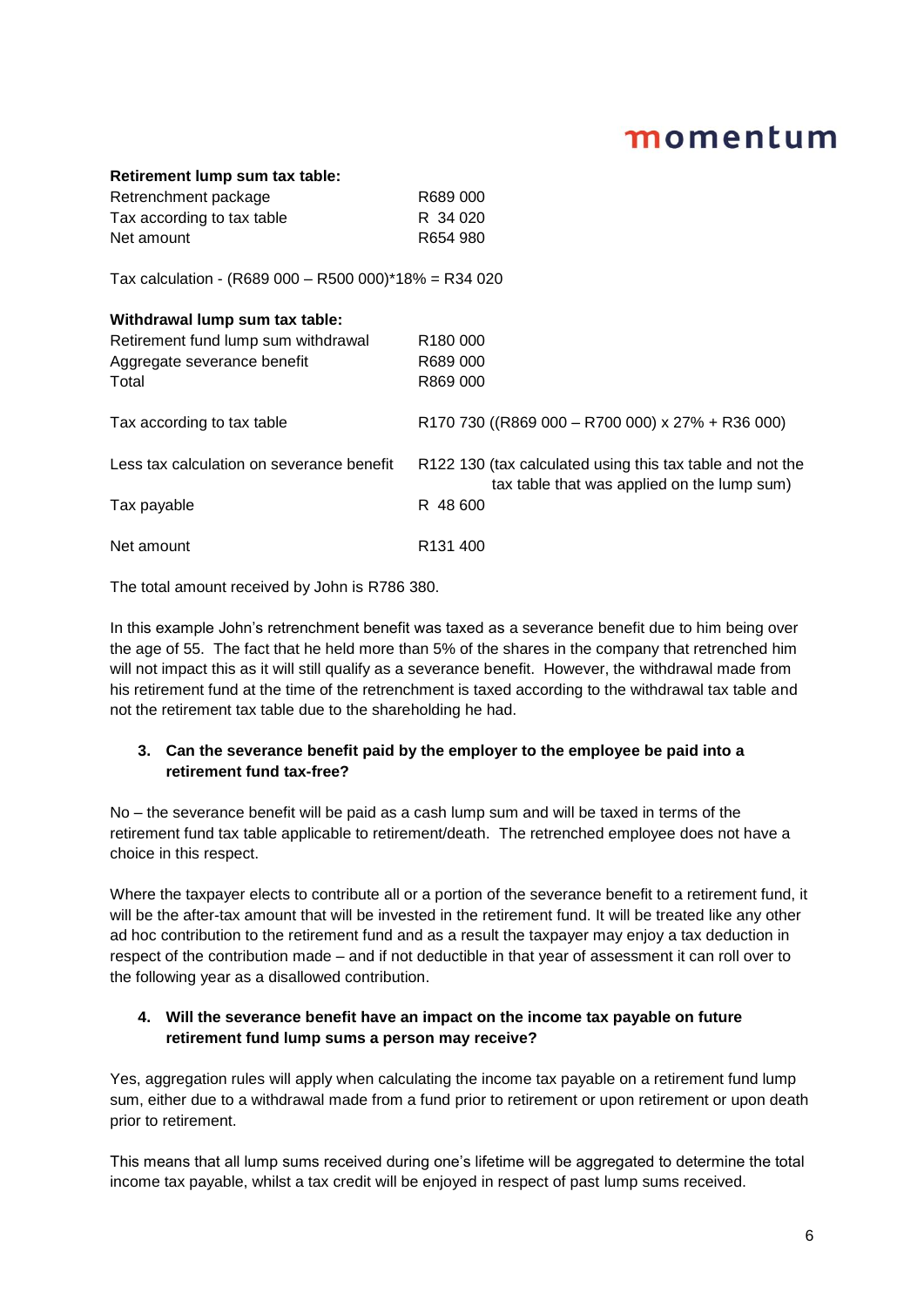**Retirement lump sum tax table:**

| | |
|---|---|
| Retrenchment package | R689 000 |
| Tax according to tax table | R 34 020 |
| Net amount | R654 980 |

Tax calculation - (R689 000 – R500 000)*18% = R34 020

**Withdrawal lump sum tax table:**

| | |
|---|---|
| Retirement fund lump sum withdrawal | R180 000 |
| Aggregate severance benefit | R689 000 |
| Total | R869 000 |
| Tax according to tax table | R170 730 ((R869 000 – R700 000) x 27% + R36 000) |
| Less tax calculation on severance benefit | R122 130 (tax calculated using this tax table and not the tax table that was applied on the lump sum) |
| Tax payable | R 48 600 |
| Net amount | R131 400 |

The total amount received by John is R786 380.

In this example John's retrenchment benefit was taxed as a severance benefit due to him being over the age of 55. The fact that he held more than 5% of the shares in the company that retrenched him will not impact this as it will still qualify as a severance benefit. However, the withdrawal made from his retirement fund at the time of the retrenchment is taxed according to the withdrawal tax table and not the retirement tax table due to the shareholding he had.

### 3. Can the severance benefit paid by the employer to the employee be paid into a retirement fund tax-free?

No – the severance benefit will be paid as a cash lump sum and will be taxed in terms of the retirement fund tax table applicable to retirement/death. The retrenched employee does not have a choice in this respect.

Where the taxpayer elects to contribute all or a portion of the severance benefit to a retirement fund, it will be the after-tax amount that will be invested in the retirement fund. It will be treated like any other ad hoc contribution to the retirement fund and as a result the taxpayer may enjoy a tax deduction in respect of the contribution made – and if not deductible in that year of assessment it can roll over to the following year as a disallowed contribution.

### 4. Will the severance benefit have an impact on the income tax payable on future retirement fund lump sums a person may receive?

Yes, aggregation rules will apply when calculating the income tax payable on a retirement fund lump sum, either due to a withdrawal made from a fund prior to retirement or upon retirement or upon death prior to retirement.

This means that all lump sums received during one's lifetime will be aggregated to determine the total income tax payable, whilst a tax credit will be enjoyed in respect of past lump sums received.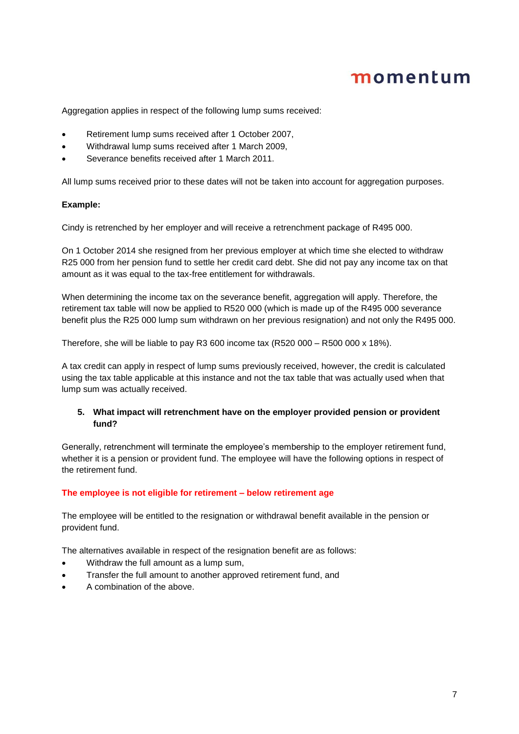Aggregation applies in respect of the following lump sums received:

- Retirement lump sums received after 1 October 2007,
- Withdrawal lump sums received after 1 March 2009,
- Severance benefits received after 1 March 2011.

All lump sums received prior to these dates will not be taken into account for aggregation purposes.

**Example:**

Cindy is retrenched by her employer and will receive a retrenchment package of R495 000.

On 1 October 2014 she resigned from her previous employer at which time she elected to withdraw R25 000 from her pension fund to settle her credit card debt. She did not pay any income tax on that amount as it was equal to the tax-free entitlement for withdrawals.

When determining the income tax on the severance benefit, aggregation will apply. Therefore, the retirement tax table will now be applied to R520 000 (which is made up of the R495 000 severance benefit plus the R25 000 lump sum withdrawn on her previous resignation) and not only the R495 000.

Therefore, she will be liable to pay R3 600 income tax (R520 000 – R500 000 x 18%).

A tax credit can apply in respect of lump sums previously received, however, the credit is calculated using the tax table applicable at this instance and not the tax table that was actually used when that lump sum was actually received.

### 5. What impact will retrenchment have on the employer provided pension or provident fund?

Generally, retrenchment will terminate the employee's membership to the employer retirement fund, whether it is a pension or provident fund. The employee will have the following options in respect of the retirement fund.

**The employee is not eligible for retirement – below retirement age**

The employee will be entitled to the resignation or withdrawal benefit available in the pension or provident fund.

The alternatives available in respect of the resignation benefit are as follows:

- Withdraw the full amount as a lump sum,
- Transfer the full amount to another approved retirement fund, and
- A combination of the above.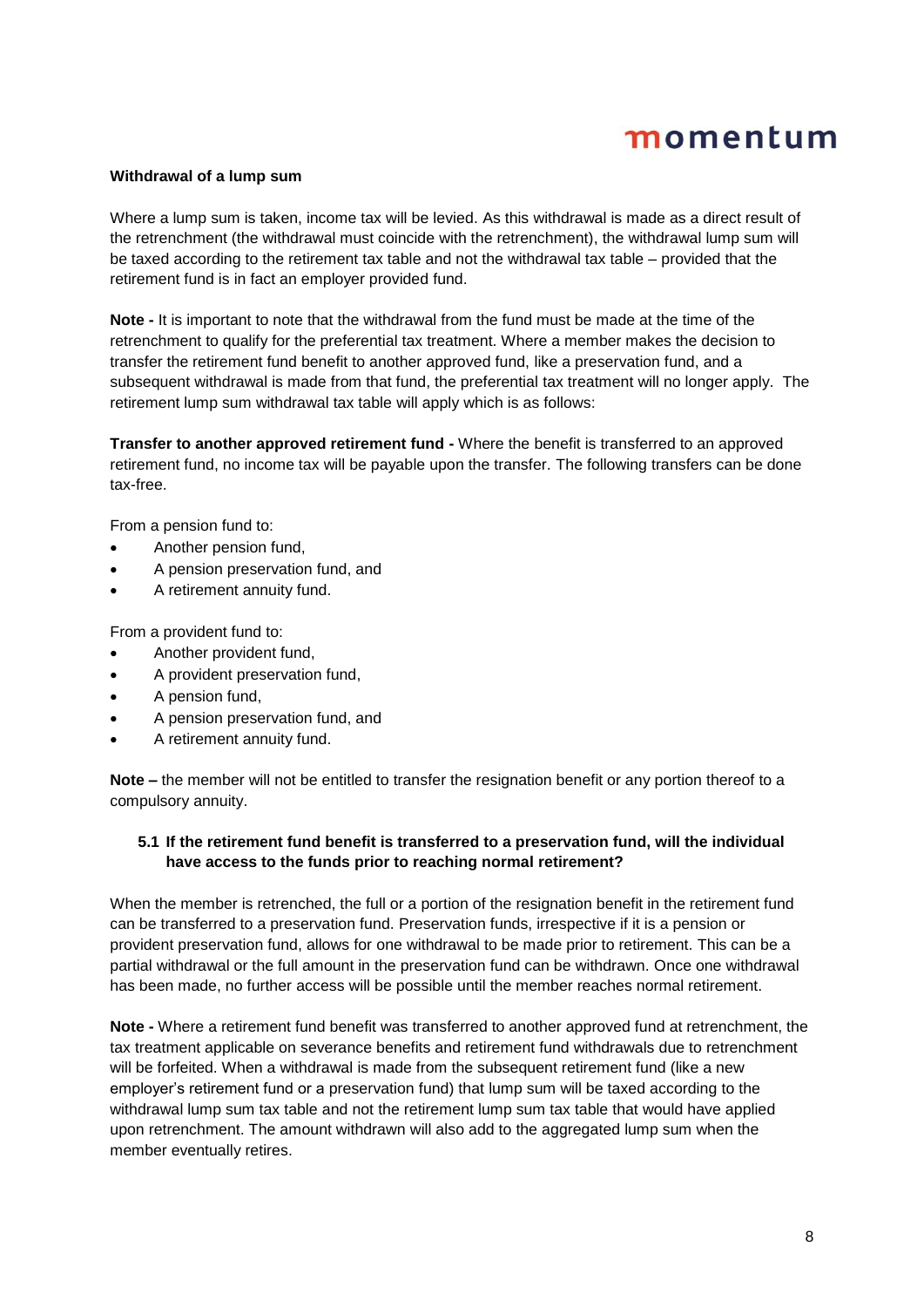**Withdrawal of a lump sum**

Where a lump sum is taken, income tax will be levied. As this withdrawal is made as a direct result of the retrenchment (the withdrawal must coincide with the retrenchment), the withdrawal lump sum will be taxed according to the retirement tax table and not the withdrawal tax table – provided that the retirement fund is in fact an employer provided fund.

**Note -** It is important to note that the withdrawal from the fund must be made at the time of the retrenchment to qualify for the preferential tax treatment. Where a member makes the decision to transfer the retirement fund benefit to another approved fund, like a preservation fund, and a subsequent withdrawal is made from that fund, the preferential tax treatment will no longer apply. The retirement lump sum withdrawal tax table will apply which is as follows:

**Transfer to another approved retirement fund -** Where the benefit is transferred to an approved retirement fund, no income tax will be payable upon the transfer. The following transfers can be done tax-free.

From a pension fund to:

- Another pension fund,
- A pension preservation fund, and
- A retirement annuity fund.

From a provident fund to:

- Another provident fund,
- A provident preservation fund,
- A pension fund,
- A pension preservation fund, and
- A retirement annuity fund.

**Note –** the member will not be entitled to transfer the resignation benefit or any portion thereof to a compulsory annuity.

### 5.1 If the retirement fund benefit is transferred to a preservation fund, will the individual have access to the funds prior to reaching normal retirement?

When the member is retrenched, the full or a portion of the resignation benefit in the retirement fund can be transferred to a preservation fund. Preservation funds, irrespective if it is a pension or provident preservation fund, allows for one withdrawal to be made prior to retirement. This can be a partial withdrawal or the full amount in the preservation fund can be withdrawn. Once one withdrawal has been made, no further access will be possible until the member reaches normal retirement.

**Note -** Where a retirement fund benefit was transferred to another approved fund at retrenchment, the tax treatment applicable on severance benefits and retirement fund withdrawals due to retrenchment will be forfeited. When a withdrawal is made from the subsequent retirement fund (like a new employer's retirement fund or a preservation fund) that lump sum will be taxed according to the withdrawal lump sum tax table and not the retirement lump sum tax table that would have applied upon retrenchment. The amount withdrawn will also add to the aggregated lump sum when the member eventually retires.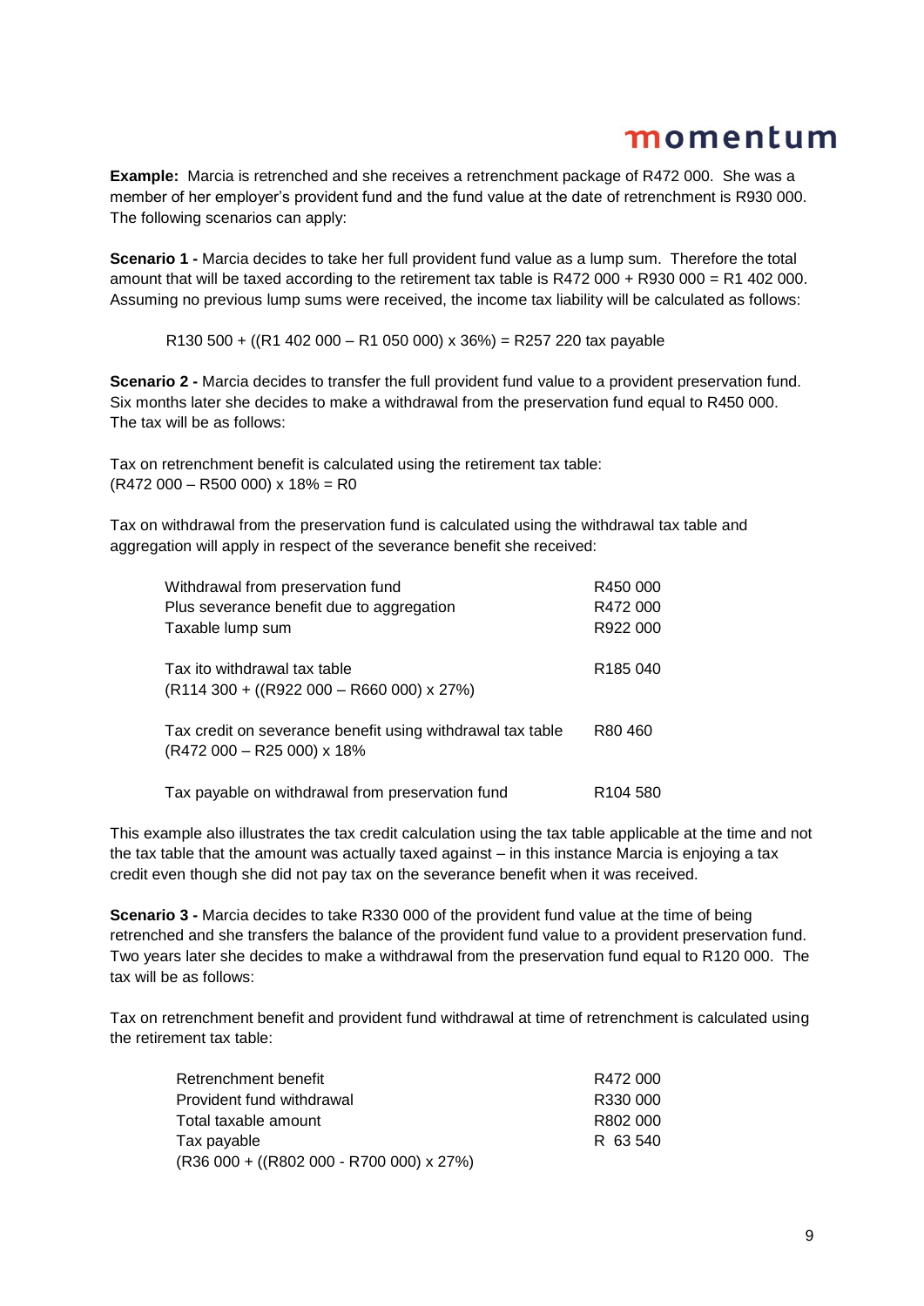**Example:** Marcia is retrenched and she receives a retrenchment package of R472 000. She was a member of her employer's provident fund and the fund value at the date of retrenchment is R930 000. The following scenarios can apply:

**Scenario 1 -** Marcia decides to take her full provident fund value as a lump sum. Therefore the total amount that will be taxed according to the retirement tax table is R472 000 + R930 000 = R1 402 000. Assuming no previous lump sums were received, the income tax liability will be calculated as follows:

R130 500 + ((R1 402 000 – R1 050 000) x 36%) = R257 220 tax payable

**Scenario 2 -** Marcia decides to transfer the full provident fund value to a provident preservation fund. Six months later she decides to make a withdrawal from the preservation fund equal to R450 000. The tax will be as follows:

Tax on retrenchment benefit is calculated using the retirement tax table:
(R472 000 – R500 000) x 18% = R0

Tax on withdrawal from the preservation fund is calculated using the withdrawal tax table and aggregation will apply in respect of the severance benefit she received:

| | |
|---|---|
| Withdrawal from preservation fund | R450 000 |
| Plus severance benefit due to aggregation | R472 000 |
| Taxable lump sum | R922 000 |
| Tax ito withdrawal tax table<br>(R114 300 + ((R922 000 – R660 000) x 27%) | R185 040 |
| Tax credit on severance benefit using withdrawal tax table<br>(R472 000 – R25 000) x 18% | R80 460 |
| Tax payable on withdrawal from preservation fund | R104 580 |

This example also illustrates the tax credit calculation using the tax table applicable at the time and not the tax table that the amount was actually taxed against – in this instance Marcia is enjoying a tax credit even though she did not pay tax on the severance benefit when it was received.

**Scenario 3 -** Marcia decides to take R330 000 of the provident fund value at the time of being retrenched and she transfers the balance of the provident fund value to a provident preservation fund. Two years later she decides to make a withdrawal from the preservation fund equal to R120 000. The tax will be as follows:

Tax on retrenchment benefit and provident fund withdrawal at time of retrenchment is calculated using the retirement tax table:

| | |
|---|---|
| Retrenchment benefit | R472 000 |
| Provident fund withdrawal | R330 000 |
| Total taxable amount | R802 000 |
| Tax payable<br>(R36 000 + ((R802 000 - R700 000) x 27%) | R 63 540 |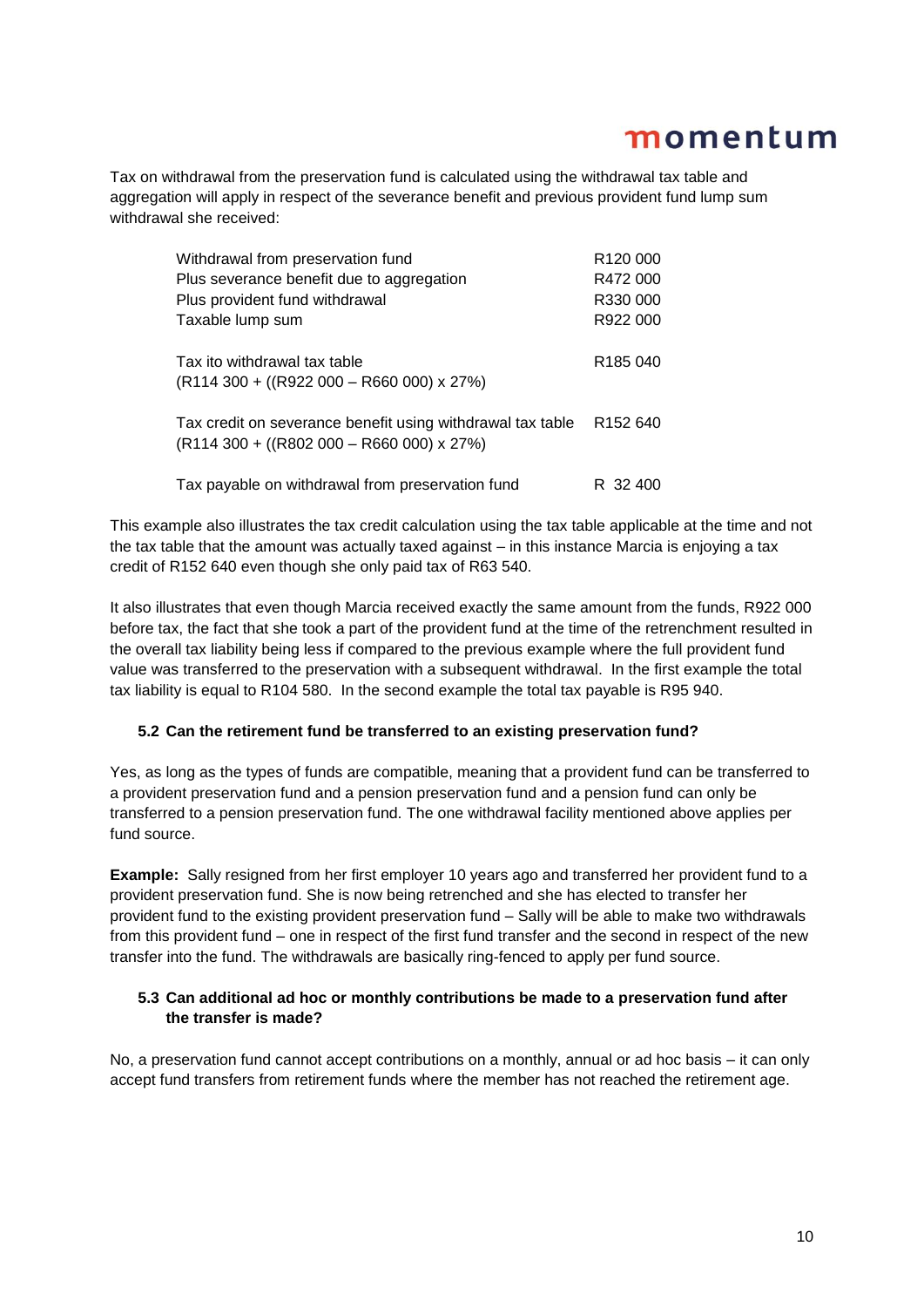Tax on withdrawal from the preservation fund is calculated using the withdrawal tax table and aggregation will apply in respect of the severance benefit and previous provident fund lump sum withdrawal she received:

| | |
|---|---|
| Withdrawal from preservation fund | R120 000 |
| Plus severance benefit due to aggregation | R472 000 |
| Plus provident fund withdrawal | R330 000 |
| Taxable lump sum | R922 000 |
| Tax ito withdrawal tax table<br>(R114 300 + ((R922 000 – R660 000) x 27%) | R185 040 |
| Tax credit on severance benefit using withdrawal tax table<br>(R114 300 + ((R802 000 – R660 000) x 27%) | R152 640 |
| Tax payable on withdrawal from preservation fund | R 32 400 |

This example also illustrates the tax credit calculation using the tax table applicable at the time and not the tax table that the amount was actually taxed against – in this instance Marcia is enjoying a tax credit of R152 640 even though she only paid tax of R63 540.

It also illustrates that even though Marcia received exactly the same amount from the funds, R922 000 before tax, the fact that she took a part of the provident fund at the time of the retrenchment resulted in the overall tax liability being less if compared to the previous example where the full provident fund value was transferred to the preservation with a subsequent withdrawal. In the first example the total tax liability is equal to R104 580. In the second example the total tax payable is R95 940.

### 5.2 Can the retirement fund be transferred to an existing preservation fund?

Yes, as long as the types of funds are compatible, meaning that a provident fund can be transferred to a provident preservation fund and a pension preservation fund and a pension fund can only be transferred to a pension preservation fund. The one withdrawal facility mentioned above applies per fund source.

**Example:** Sally resigned from her first employer 10 years ago and transferred her provident fund to a provident preservation fund. She is now being retrenched and she has elected to transfer her provident fund to the existing provident preservation fund – Sally will be able to make two withdrawals from this provident fund – one in respect of the first fund transfer and the second in respect of the new transfer into the fund. The withdrawals are basically ring-fenced to apply per fund source.

### 5.3 Can additional ad hoc or monthly contributions be made to a preservation fund after the transfer is made?

No, a preservation fund cannot accept contributions on a monthly, annual or ad hoc basis – it can only accept fund transfers from retirement funds where the member has not reached the retirement age.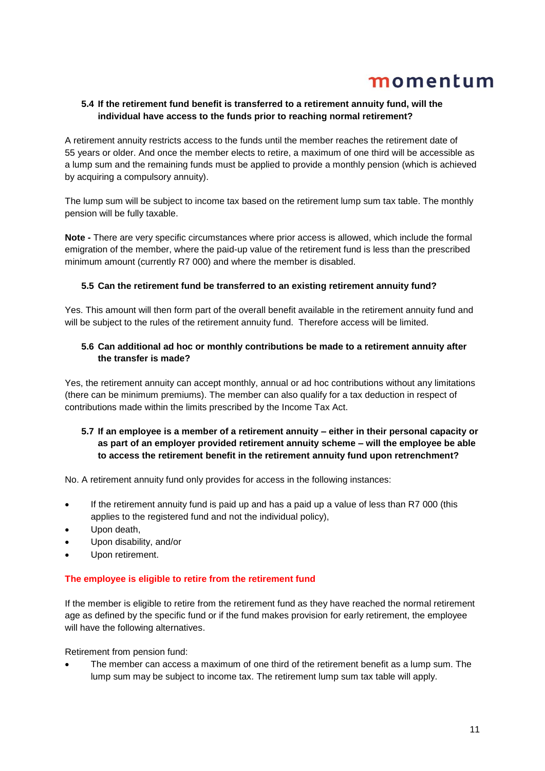### 5.4 If the retirement fund benefit is transferred to a retirement annuity fund, will the individual have access to the funds prior to reaching normal retirement?

A retirement annuity restricts access to the funds until the member reaches the retirement date of 55 years or older. And once the member elects to retire, a maximum of one third will be accessible as a lump sum and the remaining funds must be applied to provide a monthly pension (which is achieved by acquiring a compulsory annuity).

The lump sum will be subject to income tax based on the retirement lump sum tax table. The monthly pension will be fully taxable.

**Note -** There are very specific circumstances where prior access is allowed, which include the formal emigration of the member, where the paid-up value of the retirement fund is less than the prescribed minimum amount (currently R7 000) and where the member is disabled.

### 5.5 Can the retirement fund be transferred to an existing retirement annuity fund?

Yes. This amount will then form part of the overall benefit available in the retirement annuity fund and will be subject to the rules of the retirement annuity fund. Therefore access will be limited.

### 5.6 Can additional ad hoc or monthly contributions be made to a retirement annuity after the transfer is made?

Yes, the retirement annuity can accept monthly, annual or ad hoc contributions without any limitations (there can be minimum premiums). The member can also qualify for a tax deduction in respect of contributions made within the limits prescribed by the Income Tax Act.

### 5.7 If an employee is a member of a retirement annuity – either in their personal capacity or as part of an employer provided retirement annuity scheme – will the employee be able to access the retirement benefit in the retirement annuity fund upon retrenchment?

No. A retirement annuity fund only provides for access in the following instances:

- If the retirement annuity fund is paid up and has a paid up a value of less than R7 000 (this applies to the registered fund and not the individual policy),
- Upon death,
- Upon disability, and/or
- Upon retirement.

## The employee is eligible to retire from the retirement fund

If the member is eligible to retire from the retirement fund as they have reached the normal retirement age as defined by the specific fund or if the fund makes provision for early retirement, the employee will have the following alternatives.

Retirement from pension fund:

- The member can access a maximum of one third of the retirement benefit as a lump sum. The lump sum may be subject to income tax. The retirement lump sum tax table will apply.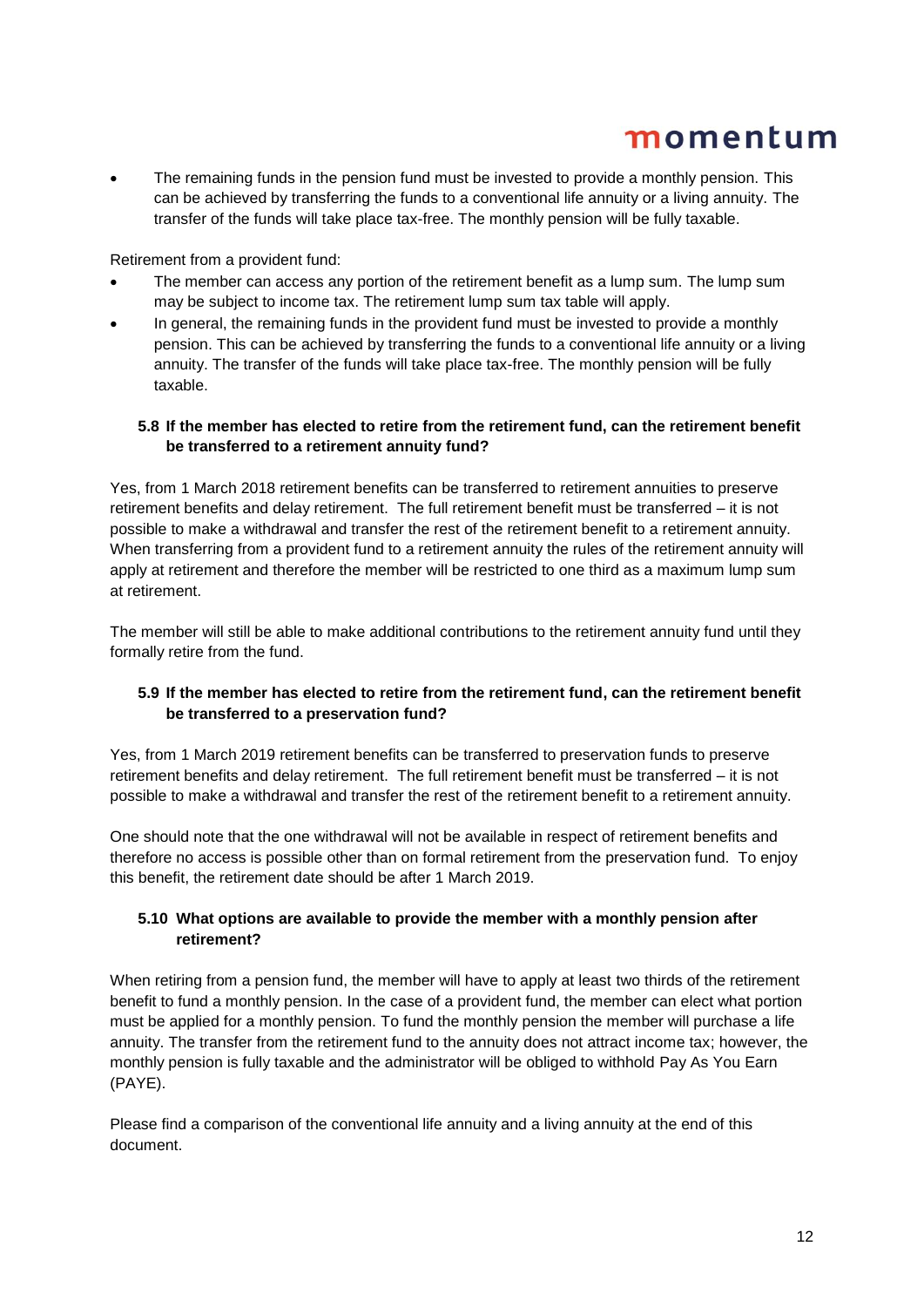- The remaining funds in the pension fund must be invested to provide a monthly pension. This can be achieved by transferring the funds to a conventional life annuity or a living annuity. The transfer of the funds will take place tax-free. The monthly pension will be fully taxable.

Retirement from a provident fund:

- The member can access any portion of the retirement benefit as a lump sum. The lump sum may be subject to income tax. The retirement lump sum tax table will apply.
- In general, the remaining funds in the provident fund must be invested to provide a monthly pension. This can be achieved by transferring the funds to a conventional life annuity or a living annuity. The transfer of the funds will take place tax-free. The monthly pension will be fully taxable.

### 5.8 If the member has elected to retire from the retirement fund, can the retirement benefit be transferred to a retirement annuity fund?

Yes, from 1 March 2018 retirement benefits can be transferred to retirement annuities to preserve retirement benefits and delay retirement. The full retirement benefit must be transferred – it is not possible to make a withdrawal and transfer the rest of the retirement benefit to a retirement annuity. When transferring from a provident fund to a retirement annuity the rules of the retirement annuity will apply at retirement and therefore the member will be restricted to one third as a maximum lump sum at retirement.

The member will still be able to make additional contributions to the retirement annuity fund until they formally retire from the fund.

### 5.9 If the member has elected to retire from the retirement fund, can the retirement benefit be transferred to a preservation fund?

Yes, from 1 March 2019 retirement benefits can be transferred to preservation funds to preserve retirement benefits and delay retirement. The full retirement benefit must be transferred – it is not possible to make a withdrawal and transfer the rest of the retirement benefit to a retirement annuity.

One should note that the one withdrawal will not be available in respect of retirement benefits and therefore no access is possible other than on formal retirement from the preservation fund. To enjoy this benefit, the retirement date should be after 1 March 2019.

### 5.10 What options are available to provide the member with a monthly pension after retirement?

When retiring from a pension fund, the member will have to apply at least two thirds of the retirement benefit to fund a monthly pension. In the case of a provident fund, the member can elect what portion must be applied for a monthly pension. To fund the monthly pension the member will purchase a life annuity. The transfer from the retirement fund to the annuity does not attract income tax; however, the monthly pension is fully taxable and the administrator will be obliged to withhold Pay As You Earn (PAYE).

Please find a comparison of the conventional life annuity and a living annuity at the end of this document.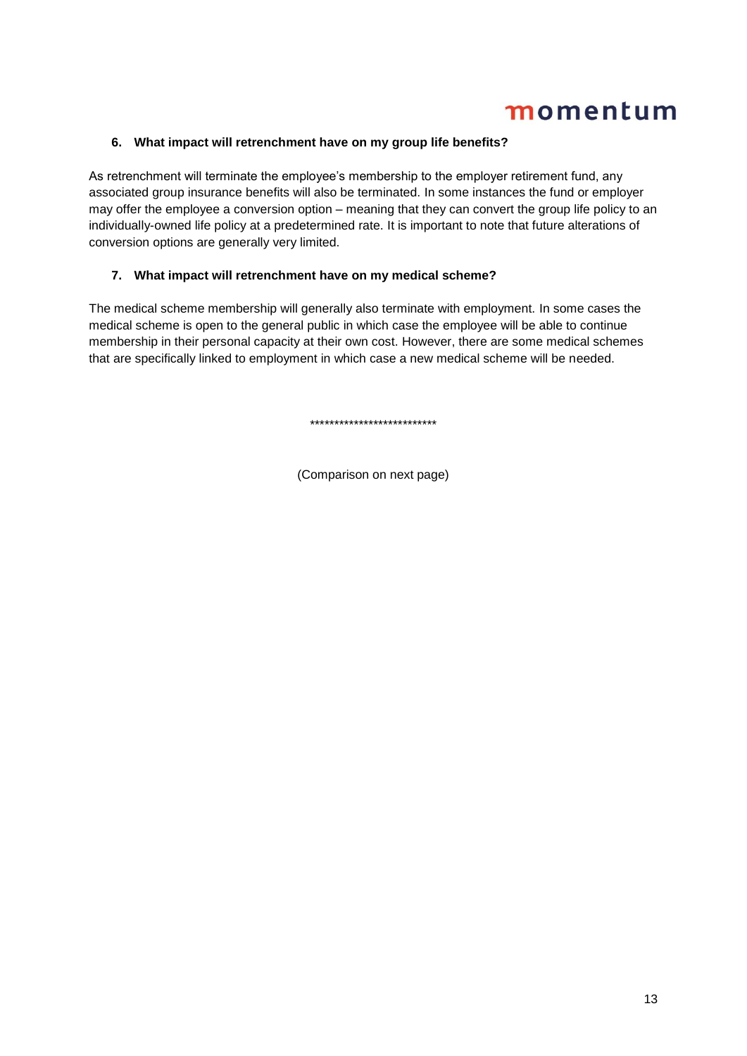#### 6. What impact will retrenchment have on my group life benefits?

As retrenchment will terminate the employee's membership to the employer retirement fund, any associated group insurance benefits will also be terminated. In some instances the fund or employer may offer the employee a conversion option – meaning that they can convert the group life policy to an individually-owned life policy at a predetermined rate. It is important to note that future alterations of conversion options are generally very limited.

#### 7. What impact will retrenchment have on my medical scheme?

The medical scheme membership will generally also terminate with employment. In some cases the medical scheme is open to the general public in which case the employee will be able to continue membership in their personal capacity at their own cost. However, there are some medical schemes that are specifically linked to employment in which case a new medical scheme will be needed.

**************************

(Comparison on next page)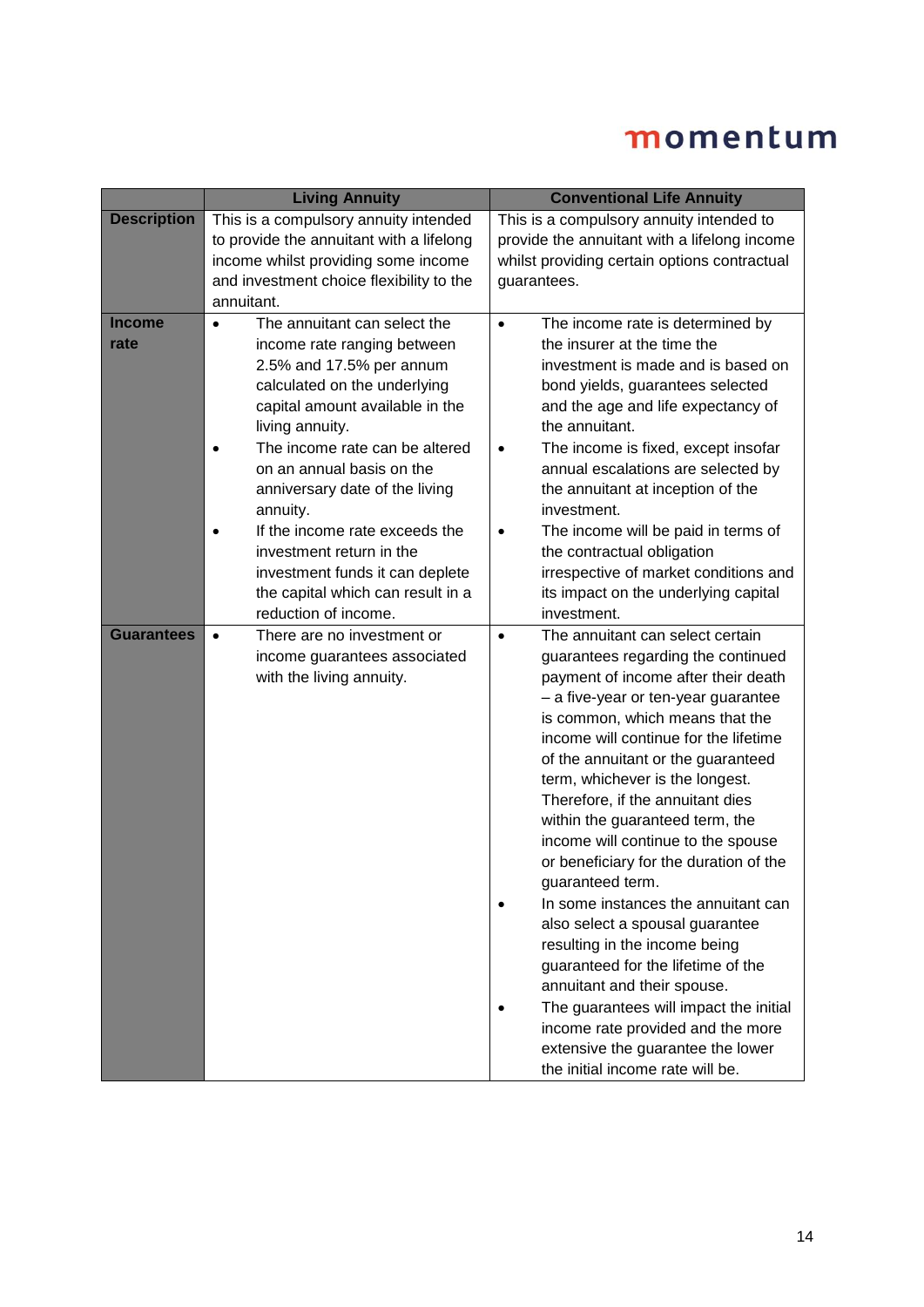| | Living Annuity | Conventional Life Annuity |
|---|---|---|
| **Description** | This is a compulsory annuity intended to provide the annuitant with a lifelong income whilst providing some income and investment choice flexibility to the annuitant. | This is a compulsory annuity intended to provide the annuitant with a lifelong income whilst providing certain options contractual guarantees. |
| **Income rate** | • The annuitant can select the income rate ranging between 2.5% and 17.5% per annum calculated on the underlying capital amount available in the living annuity. <br> • The income rate can be altered on an annual basis on the anniversary date of the living annuity. <br> • If the income rate exceeds the investment return in the investment funds it can deplete the capital which can result in a reduction of income. | • The income rate is determined by the insurer at the time the investment is made and is based on bond yields, guarantees selected and the age and life expectancy of the annuitant. <br> • The income is fixed, except insofar annual escalations are selected by the annuitant at inception of the investment. <br> • The income will be paid in terms of the contractual obligation irrespective of market conditions and its impact on the underlying capital investment. |
| **Guarantees** | • There are no investment or income guarantees associated with the living annuity. | • The annuitant can select certain guarantees regarding the continued payment of income after their death – a five-year or ten-year guarantee is common, which means that the income will continue for the lifetime of the annuitant or the guaranteed term, whichever is the longest. Therefore, if the annuitant dies within the guaranteed term, the income will continue to the spouse or beneficiary for the duration of the guaranteed term. <br> • In some instances the annuitant can also select a spousal guarantee resulting in the income being guaranteed for the lifetime of the annuitant and their spouse. <br> • The guarantees will impact the initial income rate provided and the more extensive the guarantee the lower the initial income rate will be. |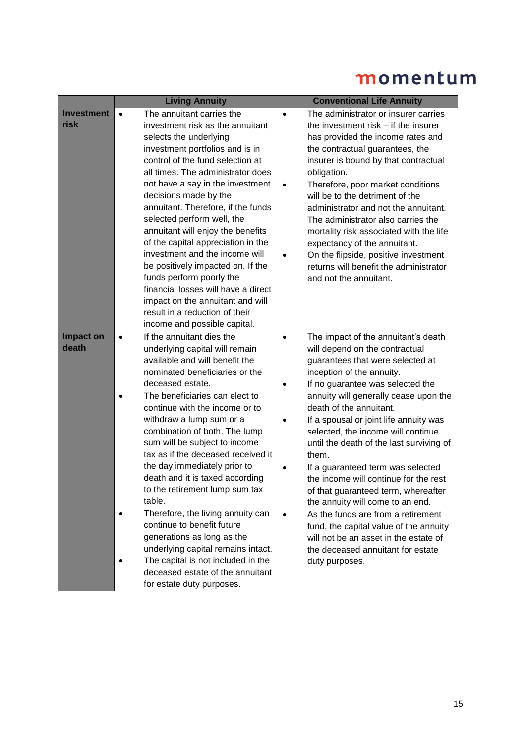| | Living Annuity | Conventional Life Annuity |
|---|---|---|
| **Investment risk** | • The annuitant carries the investment risk as the annuitant selects the underlying investment portfolios and is in control of the fund selection at all times. The administrator does not have a say in the investment decisions made by the annuitant. Therefore, if the funds selected perform well, the annuitant will enjoy the benefits of the capital appreciation in the investment and the income will be positively impacted on. If the funds perform poorly the financial losses will have a direct impact on the annuitant and will result in a reduction of their income and possible capital. | • The administrator or insurer carries the investment risk – if the insurer has provided the income rates and the contractual guarantees, the insurer is bound by that contractual obligation.<br>• Therefore, poor market conditions will be to the detriment of the administrator and not the annuitant. The administrator also carries the mortality risk associated with the life expectancy of the annuitant.<br>• On the flipside, positive investment returns will benefit the administrator and not the annuitant. |
| **Impact on death** | • If the annuitant dies the underlying capital will remain available and will benefit the nominated beneficiaries or the deceased estate.<br>• The beneficiaries can elect to continue with the income or to withdraw a lump sum or a combination of both. The lump sum will be subject to income tax as if the deceased received it the day immediately prior to death and it is taxed according to the retirement lump sum tax table.<br>• Therefore, the living annuity can continue to benefit future generations as long as the underlying capital remains intact.<br>• The capital is not included in the deceased estate of the annuitant for estate duty purposes. | • The impact of the annuitant's death will depend on the contractual guarantees that were selected at inception of the annuity.<br>• If no guarantee was selected the annuity will generally cease upon the death of the annuitant.<br>• If a spousal or joint life annuity was selected, the income will continue until the death of the last surviving of them.<br>• If a guaranteed term was selected the income will continue for the rest of that guaranteed term, whereafter the annuity will come to an end.<br>• As the funds are from a retirement fund, the capital value of the annuity will not be an asset in the estate of the deceased annuitant for estate duty purposes. |